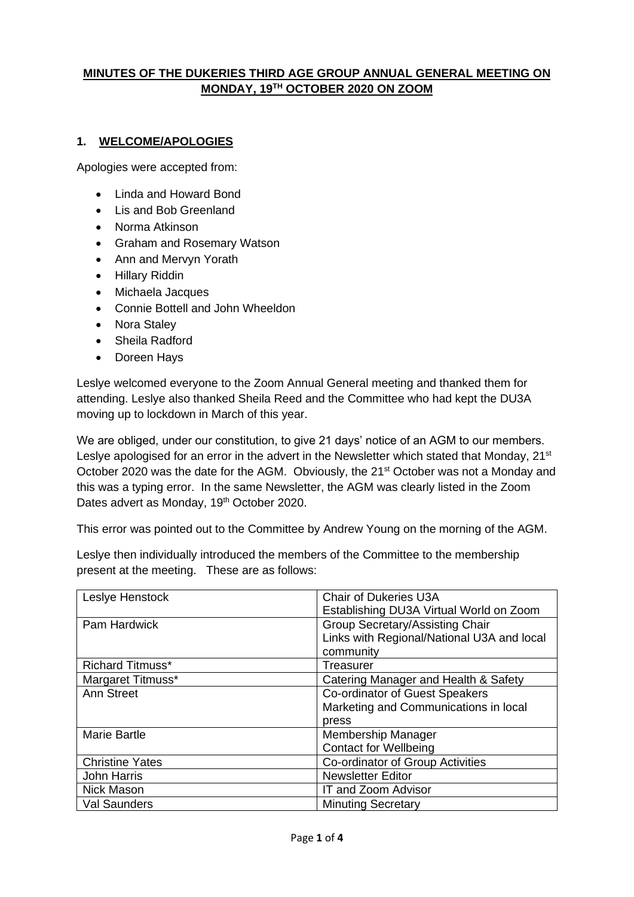# MINUTES OF THE DUKERIES THIRD AGE GROUP ANNUAL GENERAL MEETING ON MONDAY, 19TH OCTOBER 2020 ON ZOOM

## 1. WELCOME/APOLOGIES

Apologies were accepted from:

- Linda and Howard Bond
- Lis and Bob Greenland
- Norma Atkinson
- Graham and Rosemary Watson
- Ann and Mervyn Yorath
- Hillary Riddin
- Michaela Jacques
- Connie Bottell and John Wheeldon
- Nora Staley
- Sheila Radford
- Doreen Hays

Leslye welcomed everyone to the Zoom Annual General meeting and thanked them for attending. Leslye also thanked Sheila Reed and the Committee who had kept the DU3A moving up to lockdown in March of this year.

We are obliged, under our constitution, to give 21 days' notice of an AGM to our members. Leslye apologised for an error in the advert in the Newsletter which stated that Monday, 21st October 2020 was the date for the AGM. Obviously, the 21st October was not a Monday and this was a typing error. In the same Newsletter, the AGM was clearly listed in the Zoom Dates advert as Monday, 19th October 2020.

This error was pointed out to the Committee by Andrew Young on the morning of the AGM.

Leslye then individually introduced the members of the Committee to the membership present at the meeting. These are as follows:

| Name | Role |
|---|---|
| Leslye Henstock | Chair of Dukeries U3A<br>Establishing DU3A Virtual World on Zoom |
| Pam Hardwick | Group Secretary/Assisting Chair<br>Links with Regional/National U3A and local community |
| Richard Titmuss* | Treasurer |
| Margaret Titmuss* | Catering Manager and Health & Safety |
| Ann Street | Co-ordinator of Guest Speakers<br>Marketing and Communications in local press |
| Marie Bartle | Membership Manager<br>Contact for Wellbeing |
| Christine Yates | Co-ordinator of Group Activities |
| John Harris | Newsletter Editor |
| Nick Mason | IT and Zoom Advisor |
| Val Saunders | Minuting Secretary |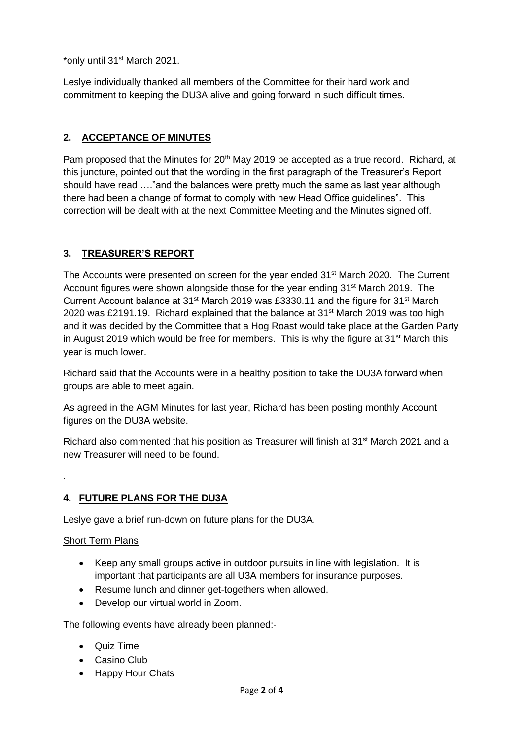*only until 31st March 2021.

Leslye individually thanked all members of the Committee for their hard work and commitment to keeping the DU3A alive and going forward in such difficult times.

## 2. ACCEPTANCE OF MINUTES

Pam proposed that the Minutes for 20th May 2019 be accepted as a true record. Richard, at this juncture, pointed out that the wording in the first paragraph of the Treasurer's Report should have read …."and the balances were pretty much the same as last year although there had been a change of format to comply with new Head Office guidelines". This correction will be dealt with at the next Committee Meeting and the Minutes signed off.

## 3. TREASURER'S REPORT

The Accounts were presented on screen for the year ended 31st March 2020. The Current Account figures were shown alongside those for the year ending 31st March 2019. The Current Account balance at 31st March 2019 was £3330.11 and the figure for 31st March 2020 was £2191.19. Richard explained that the balance at 31st March 2019 was too high and it was decided by the Committee that a Hog Roast would take place at the Garden Party in August 2019 which would be free for members. This is why the figure at 31st March this year is much lower.

Richard said that the Accounts were in a healthy position to take the DU3A forward when groups are able to meet again.

As agreed in the AGM Minutes for last year, Richard has been posting monthly Account figures on the DU3A website.

Richard also commented that his position as Treasurer will finish at 31st March 2021 and a new Treasurer will need to be found.

.

## 4. FUTURE PLANS FOR THE DU3A

Leslye gave a brief run-down on future plans for the DU3A.

Short Term Plans

- Keep any small groups active in outdoor pursuits in line with legislation. It is important that participants are all U3A members for insurance purposes.
- Resume lunch and dinner get-togethers when allowed.
- Develop our virtual world in Zoom.

The following events have already been planned:-

- Quiz Time
- Casino Club
- Happy Hour Chats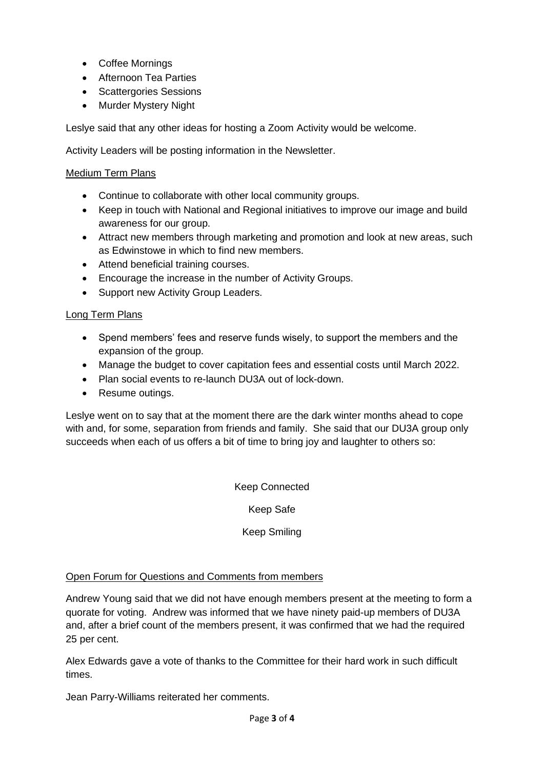- Coffee Mornings
- Afternoon Tea Parties
- Scattergories Sessions
- Murder Mystery Night

Leslye said that any other ideas for hosting a Zoom Activity would be welcome.

Activity Leaders will be posting information in the Newsletter.

Medium Term Plans

- Continue to collaborate with other local community groups.
- Keep in touch with National and Regional initiatives to improve our image and build awareness for our group.
- Attract new members through marketing and promotion and look at new areas, such as Edwinstowe in which to find new members.
- Attend beneficial training courses.
- Encourage the increase in the number of Activity Groups.
- Support new Activity Group Leaders.

Long Term Plans

- Spend members' fees and reserve funds wisely, to support the members and the expansion of the group.
- Manage the budget to cover capitation fees and essential costs until March 2022.
- Plan social events to re-launch DU3A out of lock-down.
- Resume outings.

Leslye went on to say that at the moment there are the dark winter months ahead to cope with and, for some, separation from friends and family. She said that our DU3A group only succeeds when each of us offers a bit of time to bring joy and laughter to others so:

Keep Connected

Keep Safe

Keep Smiling

Open Forum for Questions and Comments from members

Andrew Young said that we did not have enough members present at the meeting to form a quorate for voting. Andrew was informed that we have ninety paid-up members of DU3A and, after a brief count of the members present, it was confirmed that we had the required 25 per cent.

Alex Edwards gave a vote of thanks to the Committee for their hard work in such difficult times.

Jean Parry-Williams reiterated her comments.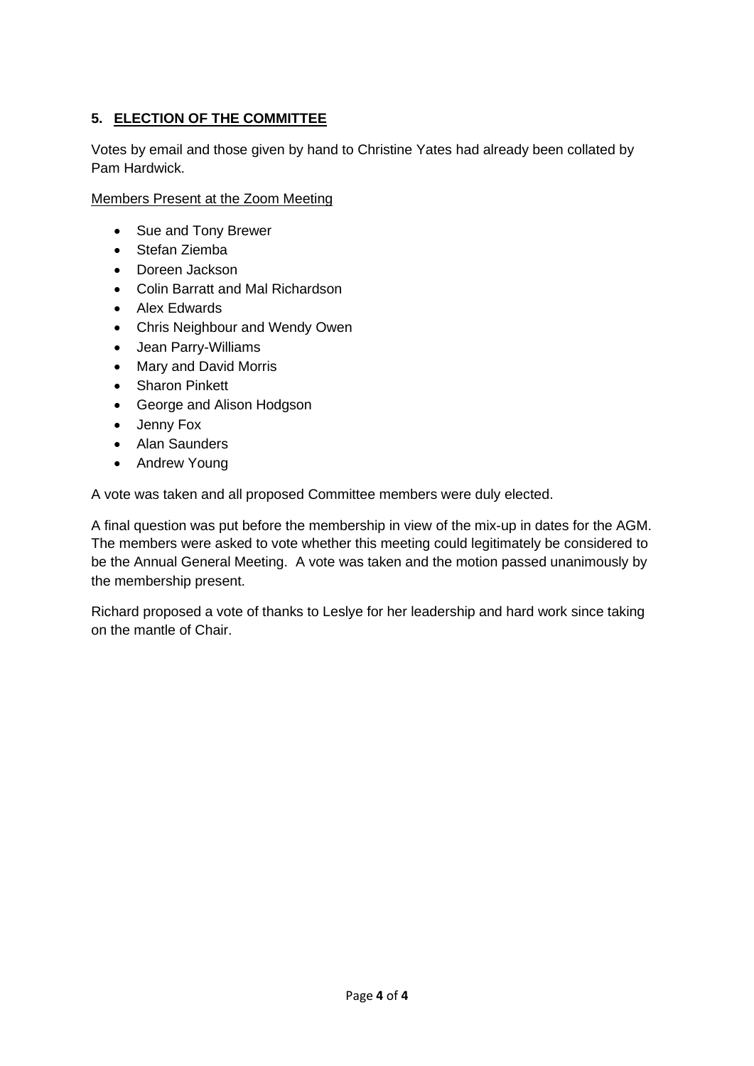## 5. ELECTION OF THE COMMITTEE

Votes by email and those given by hand to Christine Yates had already been collated by Pam Hardwick.

Members Present at the Zoom Meeting

- Sue and Tony Brewer
- Stefan Ziemba
- Doreen Jackson
- Colin Barratt and Mal Richardson
- Alex Edwards
- Chris Neighbour and Wendy Owen
- Jean Parry-Williams
- Mary and David Morris
- Sharon Pinkett
- George and Alison Hodgson
- Jenny Fox
- Alan Saunders
- Andrew Young

A vote was taken and all proposed Committee members were duly elected.

A final question was put before the membership in view of the mix-up in dates for the AGM. The members were asked to vote whether this meeting could legitimately be considered to be the Annual General Meeting. A vote was taken and the motion passed unanimously by the membership present.

Richard proposed a vote of thanks to Leslye for her leadership and hard work since taking on the mantle of Chair.